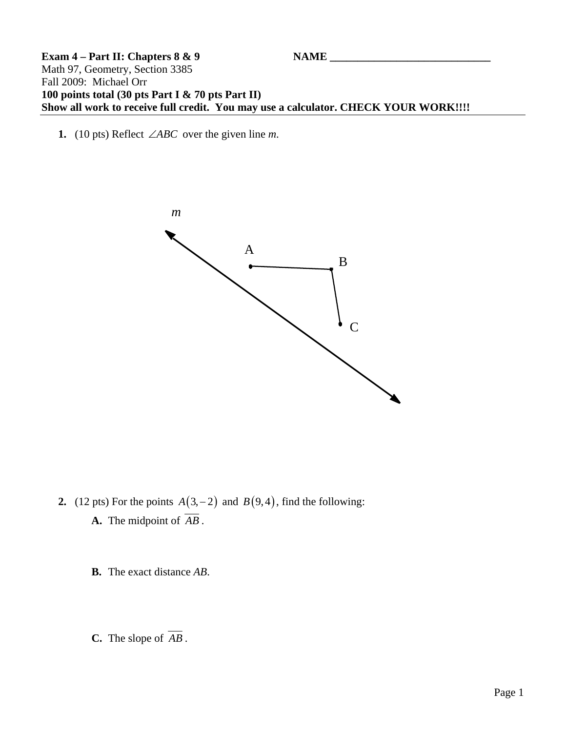**Exam 4 – Part II: Chapters 8 & 9** **NAME** ______________________________

Math 97, Geometry, Section 3385

Fall 2009: Michael Orr

**100 points total (30 pts Part I & 70 pts Part II)**

**Show all work to receive full credit. You may use a calculator. CHECK YOUR WORK!!!!**

1. (10 pts) Reflect $\angle ABC$ over the given line *m*.

*m*

A

B

C

2. (12 pts) For the points $A(3,-2)$ and $B(9,4)$, find the following:

   **A.** The midpoint of $\overline{AB}$.

   **B.** The exact distance *AB*.

   **C.** The slope of $\overline{AB}$.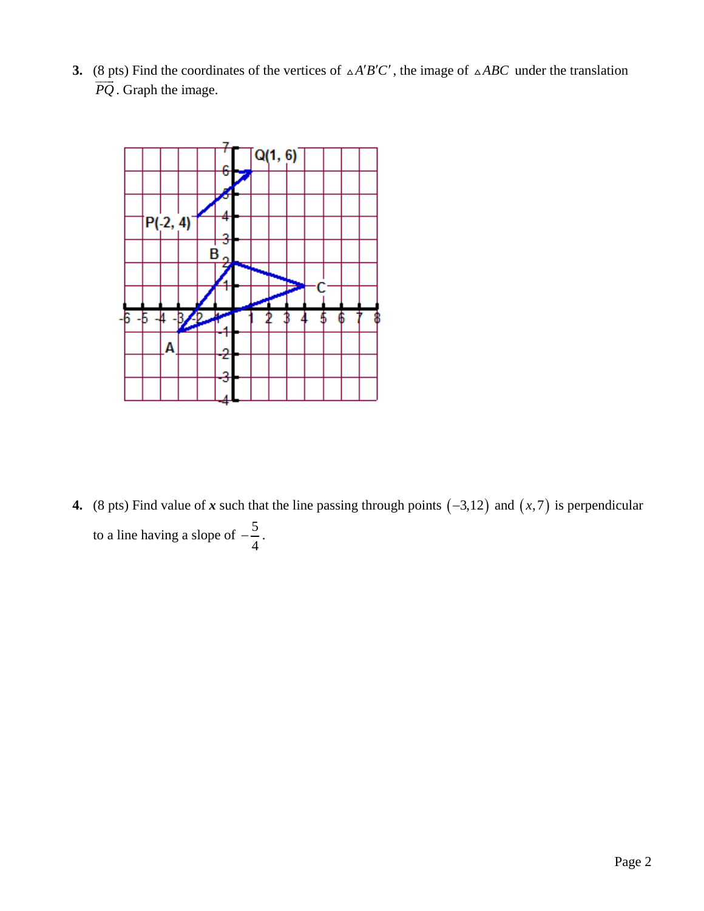**3.** (8 pts) Find the coordinates of the vertices of $\triangle A'B'C'$, the image of $\triangle ABC$ under the translation $\overrightarrow{PQ}$. Graph the image.

**4.** (8 pts) Find value of $\boldsymbol{x}$ such that the line passing through points $(-3,12)$ and $(x,7)$ is perpendicular to a line having a slope of $-\frac{5}{4}$.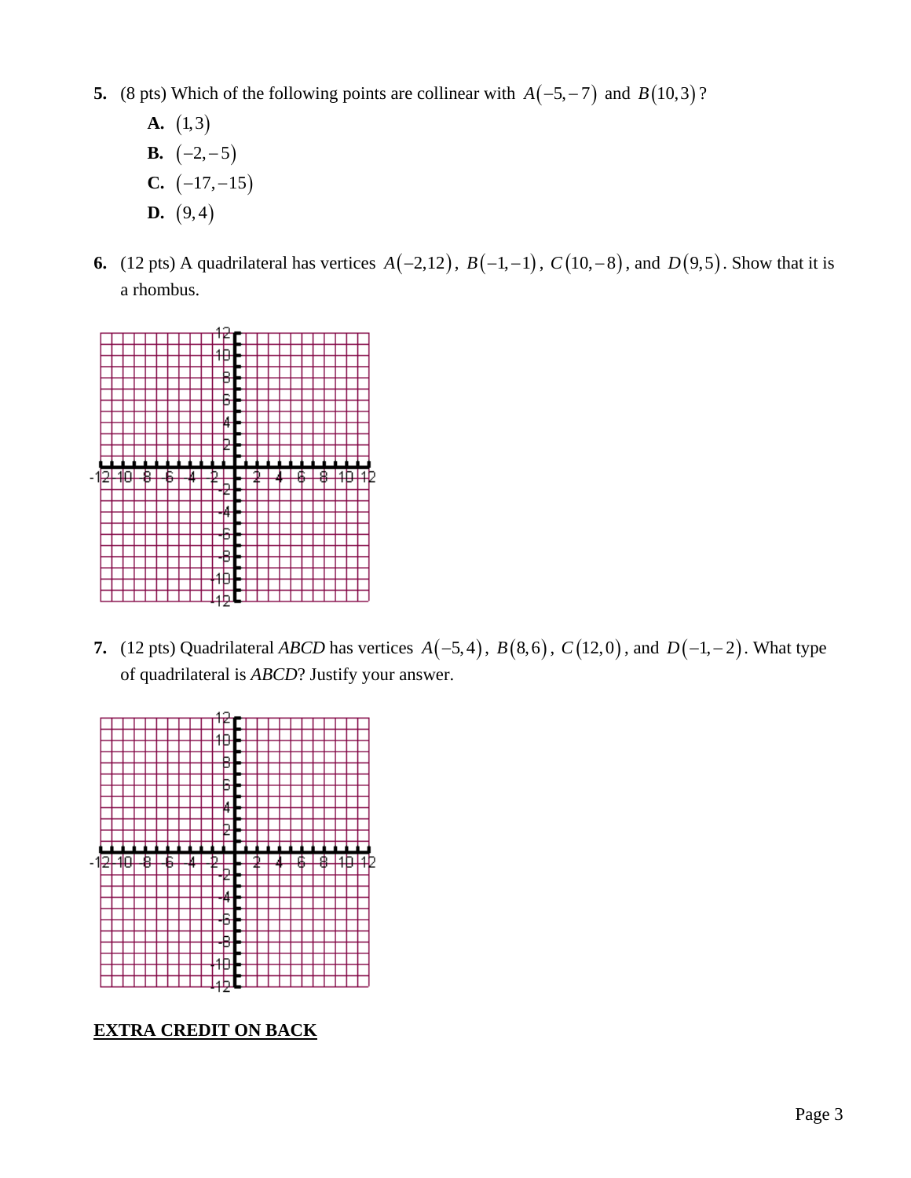**5.** (8 pts) Which of the following points are collinear with $A(-5,-7)$ and $B(10,3)$?

**A.** $(1,3)$

**B.** $(-2,-5)$

**C.** $(-17,-15)$

**D.** $(9,4)$

**6.** (12 pts) A quadrilateral has vertices $A(-2,12)$, $B(-1,-1)$, $C(10,-8)$, and $D(9,5)$. Show that it is a rhombus.

**7.** (12 pts) Quadrilateral *ABCD* has vertices $A(-5,4)$, $B(8,6)$, $C(12,0)$, and $D(-1,-2)$. What type of quadrilateral is *ABCD*? Justify your answer.

<u>**EXTRA CREDIT ON BACK**</u>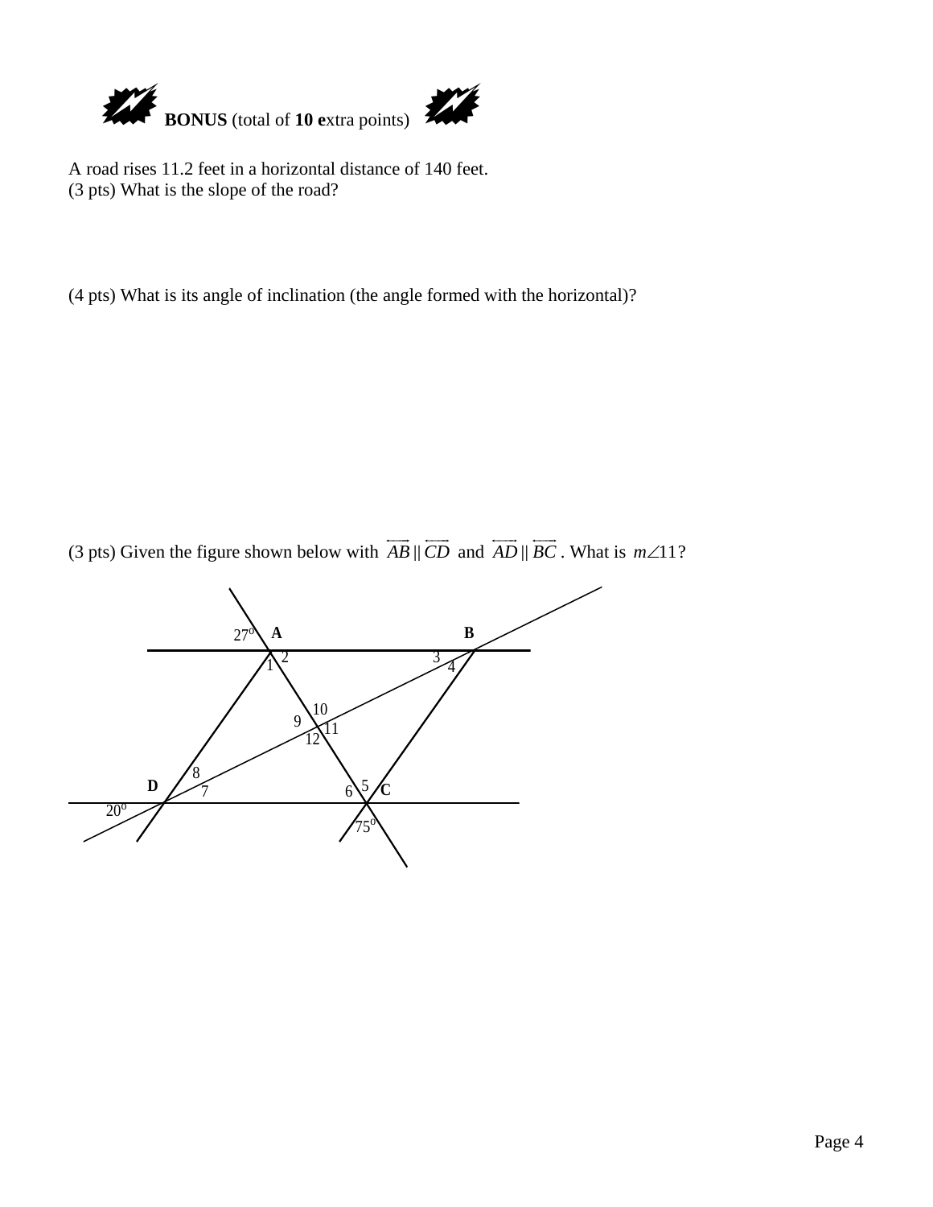**BONUS** (total of **10 e**xtra points)

A road rises 11.2 feet in a horizontal distance of 140 feet.
(3 pts) What is the slope of the road?

(4 pts) What is its angle of inclination (the angle formed with the horizontal)?

(3 pts) Given the figure shown below with $\overleftrightarrow{AB} \parallel \overleftrightarrow{CD}$ and $\overleftrightarrow{AD} \parallel \overleftrightarrow{BC}$. What is $m\angle 11$?

27°
A
B
2
1
3
4
10
9
11
12
8
D
7
6
5
C
20°
75°